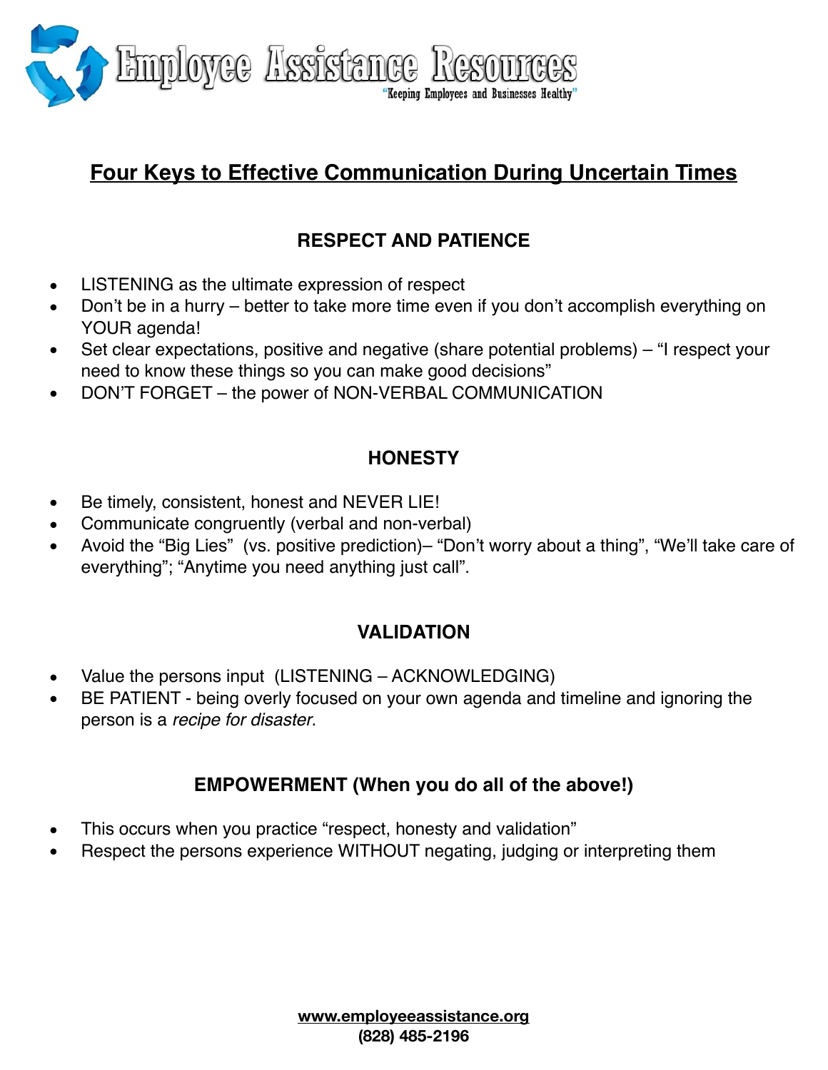Employee Assistance Resources

"Keeping Employees and Businesses Healthy"

# Four Keys to Effective Communication During Uncertain Times

## RESPECT AND PATIENCE

- LISTENING as the ultimate expression of respect
- Don't be in a hurry – better to take more time even if you don't accomplish everything on YOUR agenda!
- Set clear expectations, positive and negative (share potential problems) – "I respect your need to know these things so you can make good decisions"
- DON'T FORGET – the power of NON-VERBAL COMMUNICATION

## HONESTY

- Be timely, consistent, honest and NEVER LIE!
- Communicate congruently (verbal and non-verbal)
- Avoid the "Big Lies" (vs. positive prediction)– "Don't worry about a thing", "We'll take care of everything"; "Anytime you need anything just call".

## VALIDATION

- Value the persons input (LISTENING – ACKNOWLEDGING)
- BE PATIENT - being overly focused on your own agenda and timeline and ignoring the person is a *recipe for disaster*.

## EMPOWERMENT (When you do all of the above!)

- This occurs when you practice "respect, honesty and validation"
- Respect the persons experience WITHOUT negating, judging or interpreting them

**www.employeeassistance.org**
**(828) 485-2196**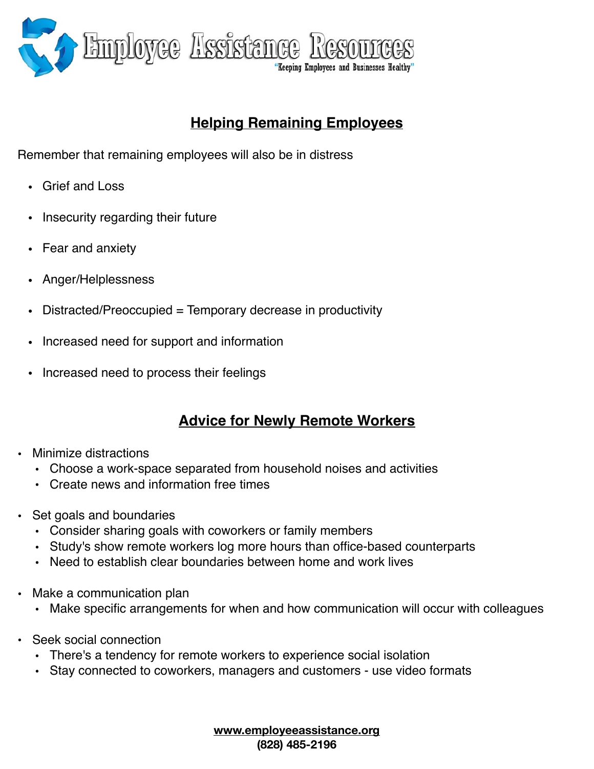## Helping Remaining Employees

Remember that remaining employees will also be in distress

- Grief and Loss
- Insecurity regarding their future
- Fear and anxiety
- Anger/Helplessness
- Distracted/Preoccupied = Temporary decrease in productivity
- Increased need for support and information
- Increased need to process their feelings

## Advice for Newly Remote Workers

- Minimize distractions
  - Choose a work-space separated from household noises and activities
  - Create news and information free times
- Set goals and boundaries
  - Consider sharing goals with coworkers or family members
  - Study's show remote workers log more hours than office-based counterparts
  - Need to establish clear boundaries between home and work lives
- Make a communication plan
  - Make specific arrangements for when and how communication will occur with colleagues
- Seek social connection
  - There's a tendency for remote workers to experience social isolation
  - Stay connected to coworkers, managers and customers - use video formats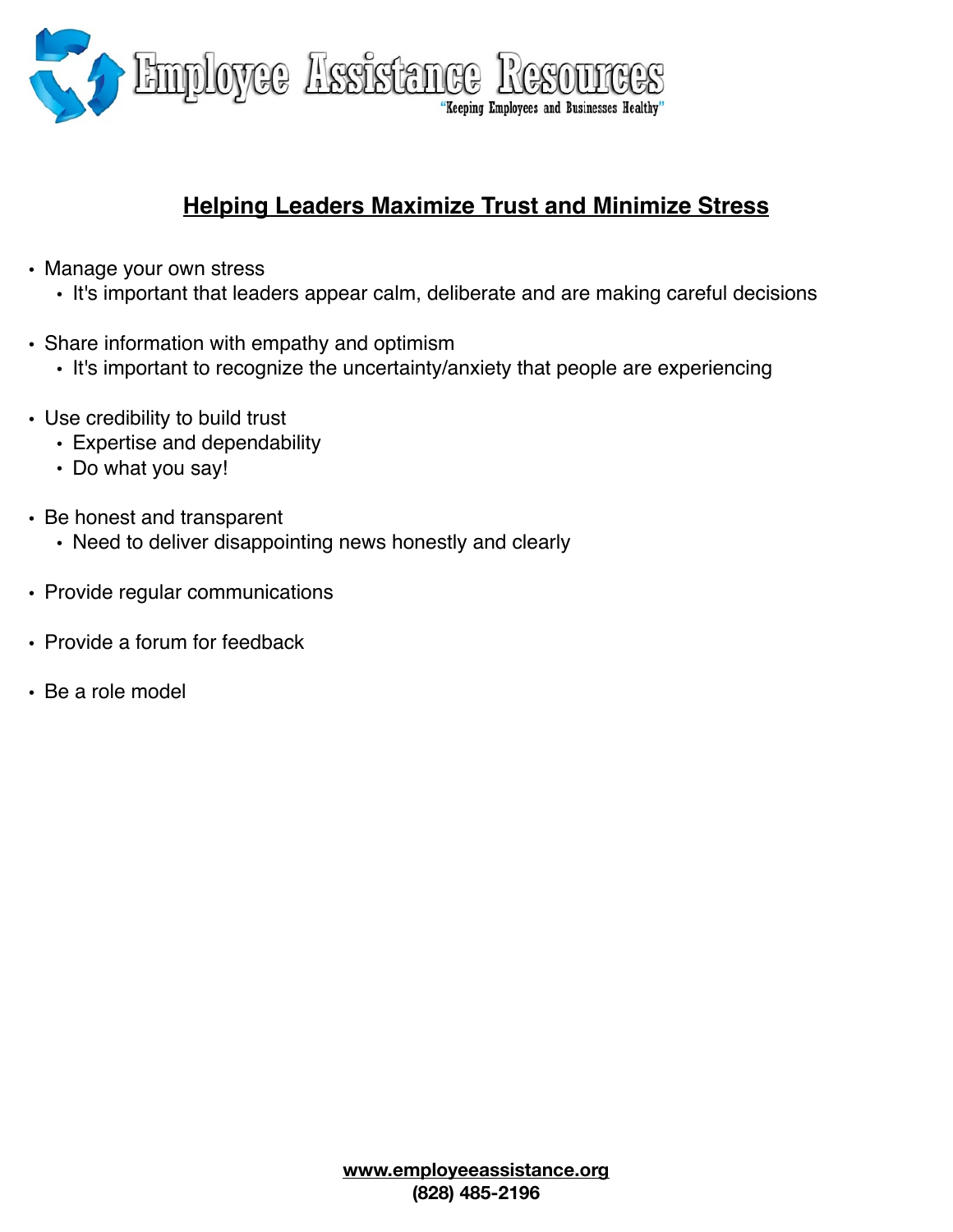Employee Assistance Resources

"Keeping Employees and Businesses Healthy"

## Helping Leaders Maximize Trust and Minimize Stress

- Manage your own stress
  - It's important that leaders appear calm, deliberate and are making careful decisions
- Share information with empathy and optimism
  - It's important to recognize the uncertainty/anxiety that people are experiencing
- Use credibility to build trust
  - Expertise and dependability
  - Do what you say!
- Be honest and transparent
  - Need to deliver disappointing news honestly and clearly
- Provide regular communications
- Provide a forum for feedback
- Be a role model

**www.employeeassistance.org**
**(828) 485-2196**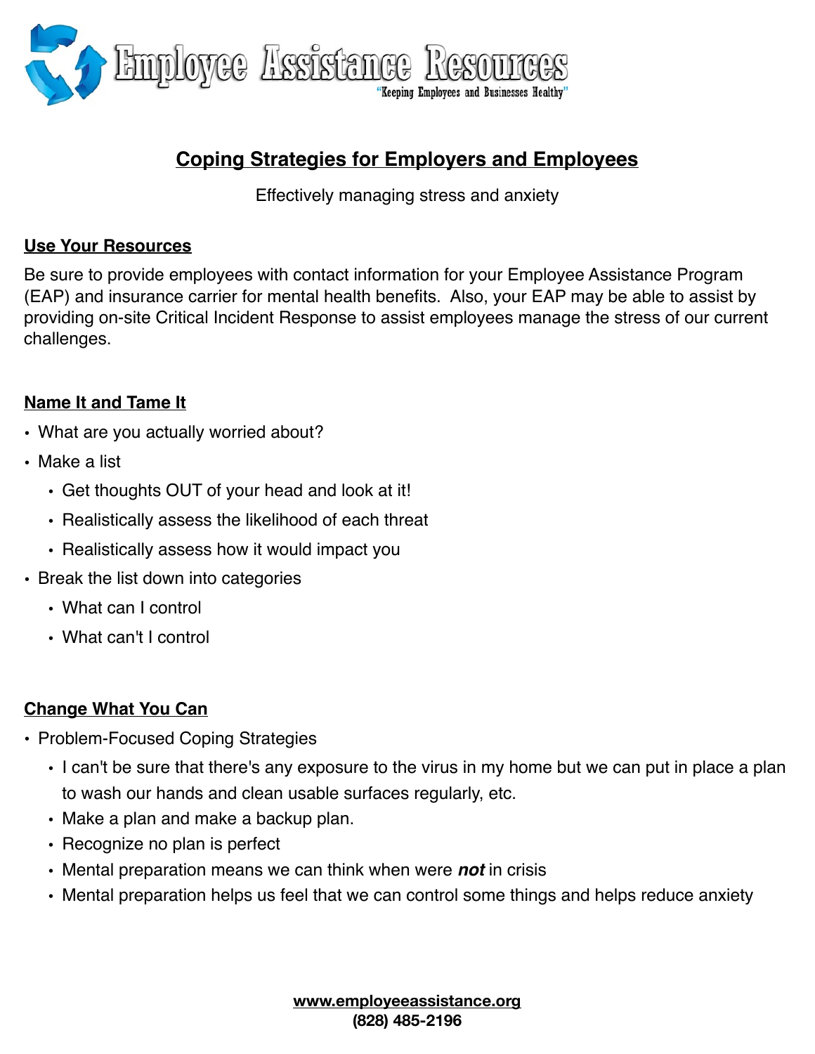# Employee Assistance Resources

"Keeping Employees and Businesses Healthy"

## Coping Strategies for Employers and Employees

Effectively managing stress and anxiety

### Use Your Resources

Be sure to provide employees with contact information for your Employee Assistance Program (EAP) and insurance carrier for mental health benefits. Also, your EAP may be able to assist by providing on-site Critical Incident Response to assist employees manage the stress of our current challenges.

### Name It and Tame It

- What are you actually worried about?
- Make a list
  - Get thoughts OUT of your head and look at it!
  - Realistically assess the likelihood of each threat
  - Realistically assess how it would impact you
- Break the list down into categories
  - What can I control
  - What can't I control

### Change What You Can

- Problem-Focused Coping Strategies
  - I can't be sure that there's any exposure to the virus in my home but we can put in place a plan to wash our hands and clean usable surfaces regularly, etc.
  - Make a plan and make a backup plan.
  - Recognize no plan is perfect
  - Mental preparation means we can think when were ***not*** in crisis
  - Mental preparation helps us feel that we can control some things and helps reduce anxiety

**www.employeeassistance.org**
**(828) 485-2196**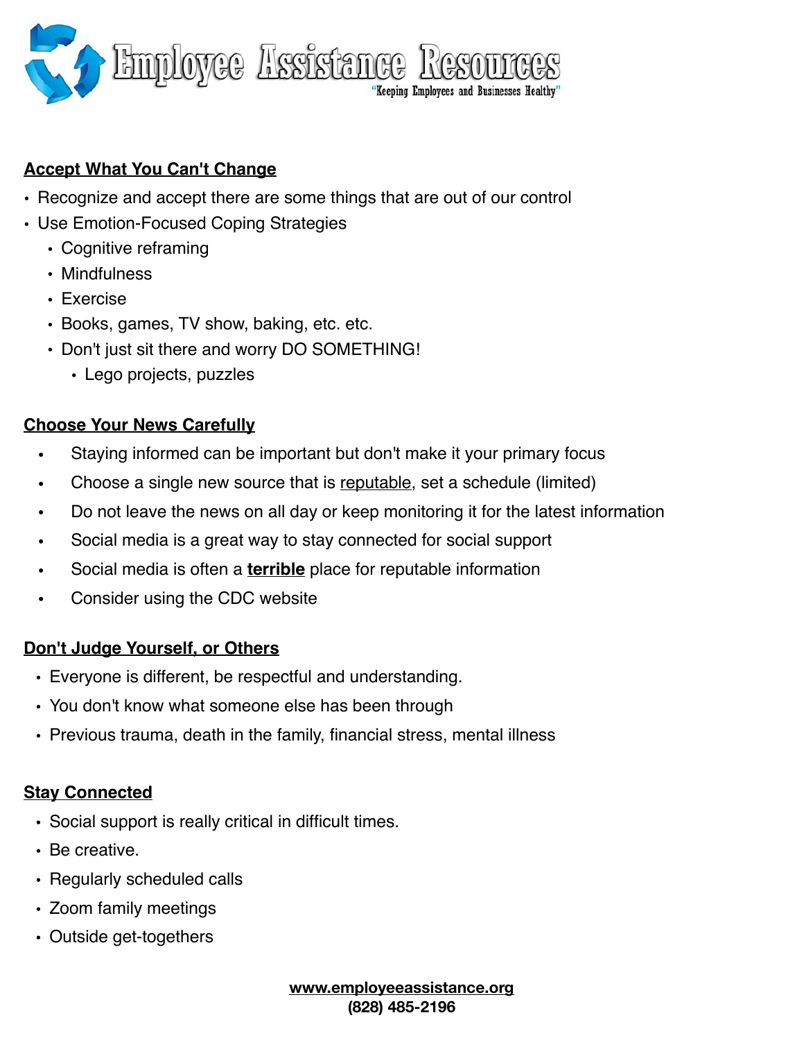# Employee Assistance Resources

"Keeping Employees and Businesses Healthy"

**Accept What You Can't Change**

- Recognize and accept there are some things that are out of our control
- Use Emotion-Focused Coping Strategies
  - Cognitive reframing
  - Mindfulness
  - Exercise
  - Books, games, TV show, baking, etc. etc.
  - Don't just sit there and worry DO SOMETHING!
    - Lego projects, puzzles

**Choose Your News Carefully**

- Staying informed can be important but don't make it your primary focus
- Choose a single new source that is reputable, set a schedule (limited)
- Do not leave the news on all day or keep monitoring it for the latest information
- Social media is a great way to stay connected for social support
- Social media is often a **terrible** place for reputable information
- Consider using the CDC website

**Don't Judge Yourself, or Others**

- Everyone is different, be respectful and understanding.
- You don't know what someone else has been through
- Previous trauma, death in the family, financial stress, mental illness

**Stay Connected**

- Social support is really critical in difficult times.
- Be creative.
- Regularly scheduled calls
- Zoom family meetings
- Outside get-togethers

**www.employeeassistance.org**
**(828) 485-2196**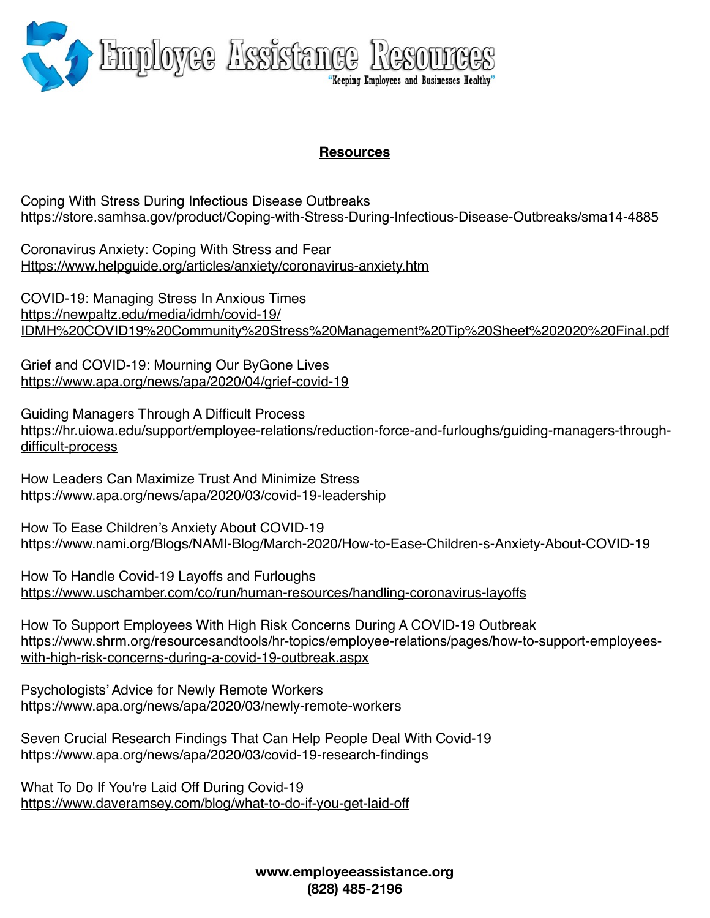Employee Assistance Resources

"Keeping Employees and Businesses Healthy"

## **Resources**

Coping With Stress During Infectious Disease Outbreaks
https://store.samhsa.gov/product/Coping-with-Stress-During-Infectious-Disease-Outbreaks/sma14-4885

Coronavirus Anxiety: Coping With Stress and Fear
Https://www.helpguide.org/articles/anxiety/coronavirus-anxiety.htm

COVID-19: Managing Stress In Anxious Times
https://newpaltz.edu/media/idmh/covid-19/IDMH%20COVID19%20Community%20Stress%20Management%20Tip%20Sheet%202020%20Final.pdf

Grief and COVID-19: Mourning Our ByGone Lives
https://www.apa.org/news/apa/2020/04/grief-covid-19

Guiding Managers Through A Difficult Process
https://hr.uiowa.edu/support/employee-relations/reduction-force-and-furloughs/guiding-managers-through-difficult-process

How Leaders Can Maximize Trust And Minimize Stress
https://www.apa.org/news/apa/2020/03/covid-19-leadership

How To Ease Children's Anxiety About COVID-19
https://www.nami.org/Blogs/NAMI-Blog/March-2020/How-to-Ease-Children-s-Anxiety-About-COVID-19

How To Handle Covid-19 Layoffs and Furloughs
https://www.uschamber.com/co/run/human-resources/handling-coronavirus-layoffs

How To Support Employees With High Risk Concerns During A COVID-19 Outbreak
https://www.shrm.org/resourcesandtools/hr-topics/employee-relations/pages/how-to-support-employees-with-high-risk-concerns-during-a-covid-19-outbreak.aspx

Psychologists' Advice for Newly Remote Workers
https://www.apa.org/news/apa/2020/03/newly-remote-workers

Seven Crucial Research Findings That Can Help People Deal With Covid-19
https://www.apa.org/news/apa/2020/03/covid-19-research-findings

What To Do If You're Laid Off During Covid-19
https://www.daveramsey.com/blog/what-to-do-if-you-get-laid-off

**www.employeeassistance.org**
**(828) 485-2196**